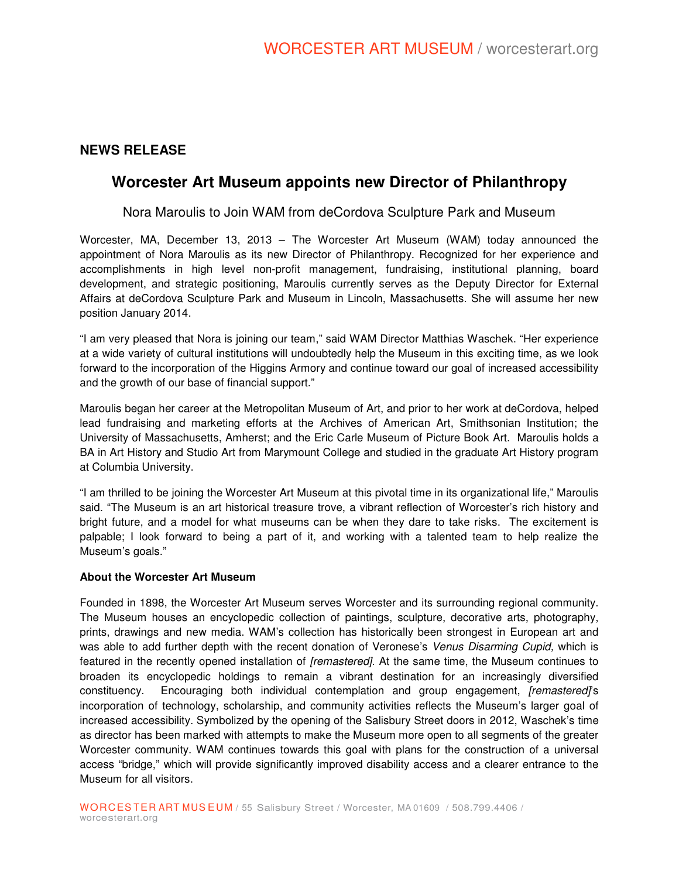**NEWS RELEASE**

# Worcester Art Museum appoints new Director of Philanthropy

Nora Maroulis to Join WAM from deCordova Sculpture Park and Museum

Worcester, MA, December 13, 2013 – The Worcester Art Museum (WAM) today announced the appointment of Nora Maroulis as its new Director of Philanthropy. Recognized for her experience and accomplishments in high level non-profit management, fundraising, institutional planning, board development, and strategic positioning, Maroulis currently serves as the Deputy Director for External Affairs at deCordova Sculpture Park and Museum in Lincoln, Massachusetts. She will assume her new position January 2014.

"I am very pleased that Nora is joining our team," said WAM Director Matthias Waschek. "Her experience at a wide variety of cultural institutions will undoubtedly help the Museum in this exciting time, as we look forward to the incorporation of the Higgins Armory and continue toward our goal of increased accessibility and the growth of our base of financial support."

Maroulis began her career at the Metropolitan Museum of Art, and prior to her work at deCordova, helped lead fundraising and marketing efforts at the Archives of American Art, Smithsonian Institution; the University of Massachusetts, Amherst; and the Eric Carle Museum of Picture Book Art. Maroulis holds a BA in Art History and Studio Art from Marymount College and studied in the graduate Art History program at Columbia University.

"I am thrilled to be joining the Worcester Art Museum at this pivotal time in its organizational life," Maroulis said. "The Museum is an art historical treasure trove, a vibrant reflection of Worcester's rich history and bright future, and a model for what museums can be when they dare to take risks. The excitement is palpable; I look forward to being a part of it, and working with a talented team to help realize the Museum's goals."

**About the Worcester Art Museum**

Founded in 1898, the Worcester Art Museum serves Worcester and its surrounding regional community. The Museum houses an encyclopedic collection of paintings, sculpture, decorative arts, photography, prints, drawings and new media. WAM's collection has historically been strongest in European art and was able to add further depth with the recent donation of Veronese's *Venus Disarming Cupid,* which is featured in the recently opened installation of *[remastered]*. At the same time, the Museum continues to broaden its encyclopedic holdings to remain a vibrant destination for an increasingly diversified constituency. Encouraging both individual contemplation and group engagement, *[remastered]*'s incorporation of technology, scholarship, and community activities reflects the Museum's larger goal of increased accessibility. Symbolized by the opening of the Salisbury Street doors in 2012, Waschek's time as director has been marked with attempts to make the Museum more open to all segments of the greater Worcester community. WAM continues towards this goal with plans for the construction of a universal access "bridge," which will provide significantly improved disability access and a clearer entrance to the Museum for all visitors.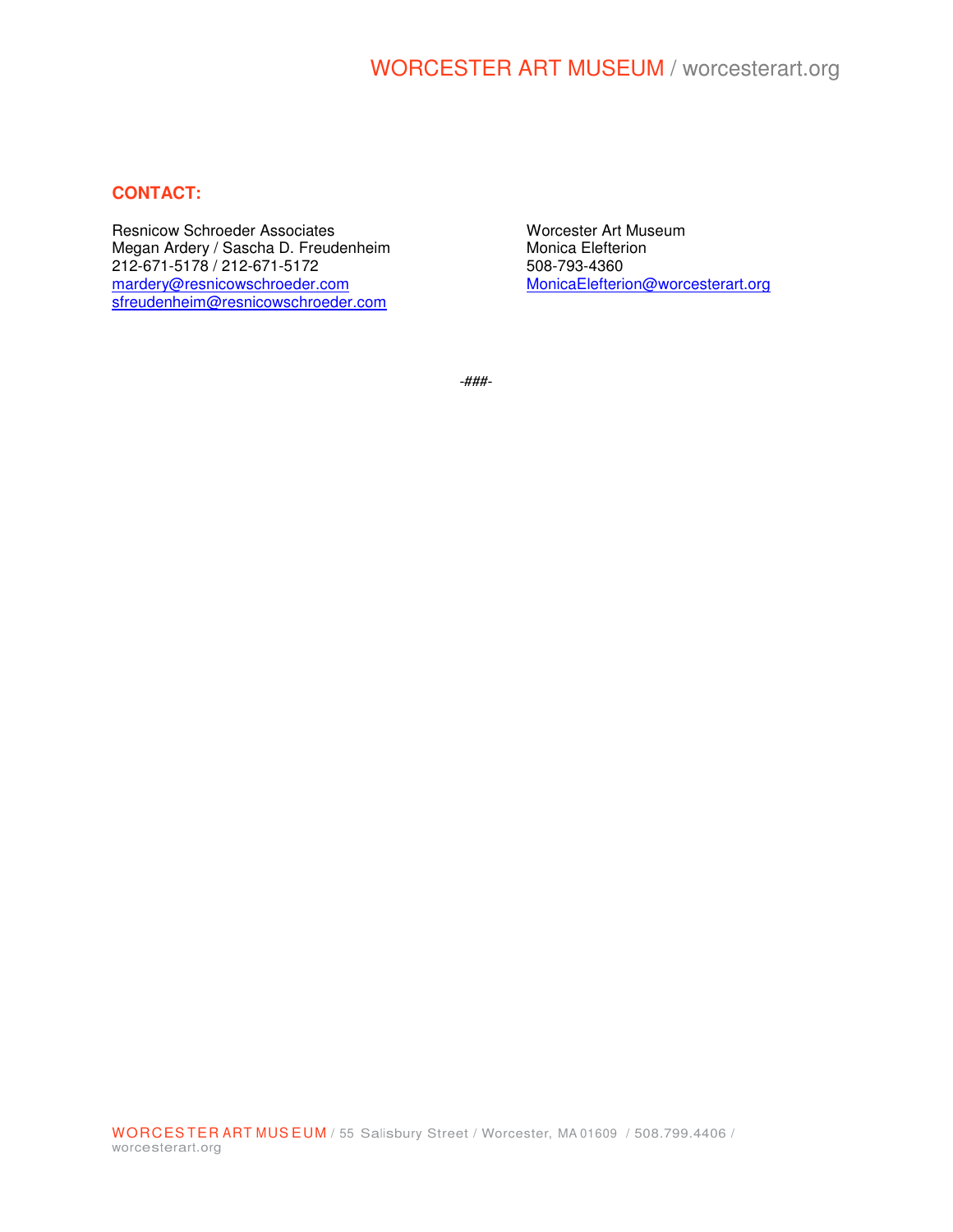**CONTACT:**

Resnicow Schroeder Associates
Megan Ardery / Sascha D. Freudenheim
212-671-5178 / 212-671-5172
mardery@resnicowschroeder.com
sfreudenheim@resnicowschroeder.com

Worcester Art Museum
Monica Elefterion
508-793-4360
MonicaElefterion@worcesterart.org

*-###-*